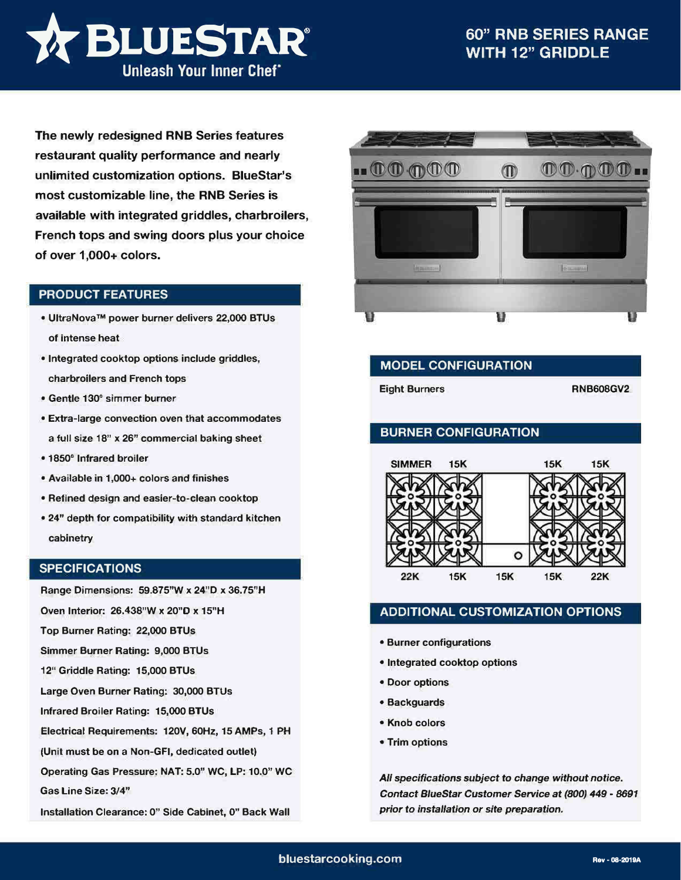# BLUESTAR®

Unleash Your Inner Chef®

## 60" RNB SERIES RANGE WITH 12" GRIDDLE

**The newly redesigned RNB Series features restaurant quality performance and nearly unlimited customization options. BlueStar's most customizable line, the RNB Series is available with integrated griddles, charbroilers, French tops and swing doors plus your choice of over 1,000+ colors.**

## PRODUCT FEATURES

- UltraNova™ power burner delivers 22,000 BTUs of intense heat
- Integrated cooktop options include griddles, charbroilers and French tops
- Gentle 130° simmer burner
- Extra-large convection oven that accommodates a full size 18" x 26" commercial baking sheet
- 1850° Infrared broiler
- Available in 1,000+ colors and finishes
- Refined design and easier-to-clean cooktop
- 24" depth for compatibility with standard kitchen cabinetry

## SPECIFICATIONS

Range Dimensions: 59.875"W x 24"D x 36.75"H

Oven Interior: 26.438"W x 20"D x 15"H

Top Burner Rating: 22,000 BTUs

Simmer Burner Rating: 9,000 BTUs

12" Griddle Rating: 15,000 BTUs

Large Oven Burner Rating: 30,000 BTUs

Infrared Broiler Rating: 15,000 BTUs

Electrical Requirements: 120V, 60Hz, 15 AMPs, 1 PH (Unit must be on a Non-GFI, dedicated outlet)

Operating Gas Pressure: NAT: 5.0" WC, LP: 10.0" WC

Gas Line Size: 3/4"

Installation Clearance: 0" Side Cabinet, 0" Back Wall

## MODEL CONFIGURATION

| Eight Burners | RNB608GV2 |
|---|---|

## BURNER CONFIGURATION

Back row: SIMMER, 15K, 15K, 15K

Front row: 22K, 15K, 15K (griddle), 15K, 22K

## ADDITIONAL CUSTOMIZATION OPTIONS

- Burner configurations
- Integrated cooktop options
- Door options
- Backguards
- Knob colors
- Trim options

*All specifications subject to change without notice. Contact BlueStar Customer Service at (800) 449 - 8691 prior to installation or site preparation.*

bluestarcooking.com

Rev - 08-2019A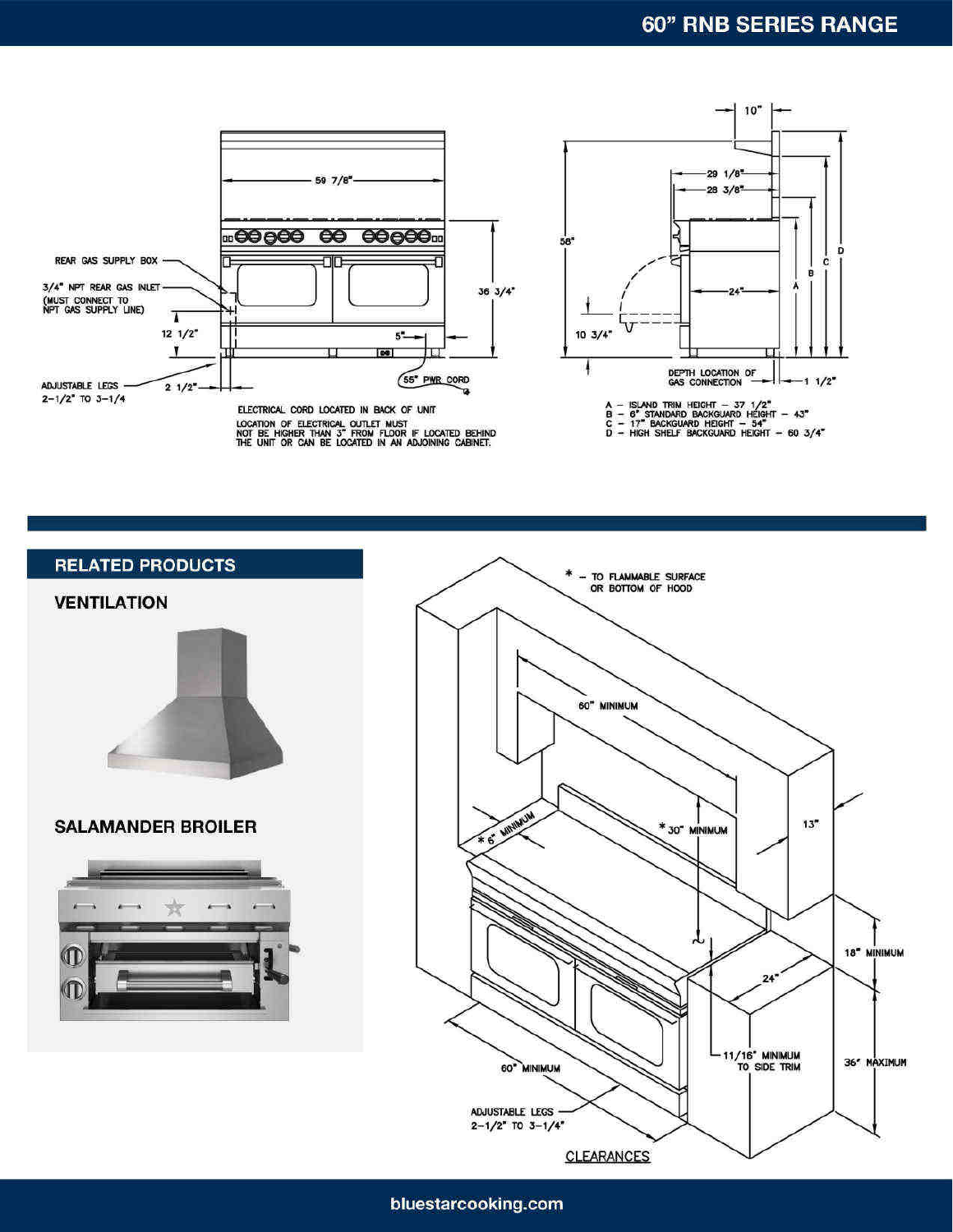# 60" RNB SERIES RANGE

59 7/8"

REAR GAS SUPPLY BOX

3/4" NPT REAR GAS INLET (MUST CONNECT TO NPT GAS SUPPLY LINE)

12 1/2"

36 3/4"

5"

ADJUSTABLE LEGS 2-1/2" TO 3-1/4

2 1/2"

55" PWR CORD

ELECTRICAL CORD LOCATED IN BACK OF UNIT

LOCATION OF ELECTRICAL OUTLET MUST NOT BE HIGHER THAN 3" FROM FLOOR IF LOCATED BEHIND THE UNIT OR CAN BE LOCATED IN AN ADJOINING CABINET.

10"

29 1/8"

28 3/8"

58"

24"

10 3/4"

A

B

C

D

DEPTH LOCATION OF GAS CONNECTION

1 1/2"

A – ISLAND TRIM HEIGHT – 37 1/2"
B – 6" STANDARD BACKGUARD HEIGHT – 43"
C – 17" BACKGUARD HEIGHT – 54"
D – HIGH SHELF BACKGUARD HEIGHT – 60 3/4"

## RELATED PRODUCTS

### VENTILATION

### SALAMANDER BROILER

* – TO FLAMMABLE SURFACE OR BOTTOM OF HOOD

60" MINIMUM

* 6" MINIMUM

* 30" MINIMUM

13"

18" MINIMUM

24"

11/16" MINIMUM TO SIDE TRIM

36" MAXIMUM

60" MINIMUM

ADJUSTABLE LEGS 2-1/2" TO 3-1/4"

CLEARANCES